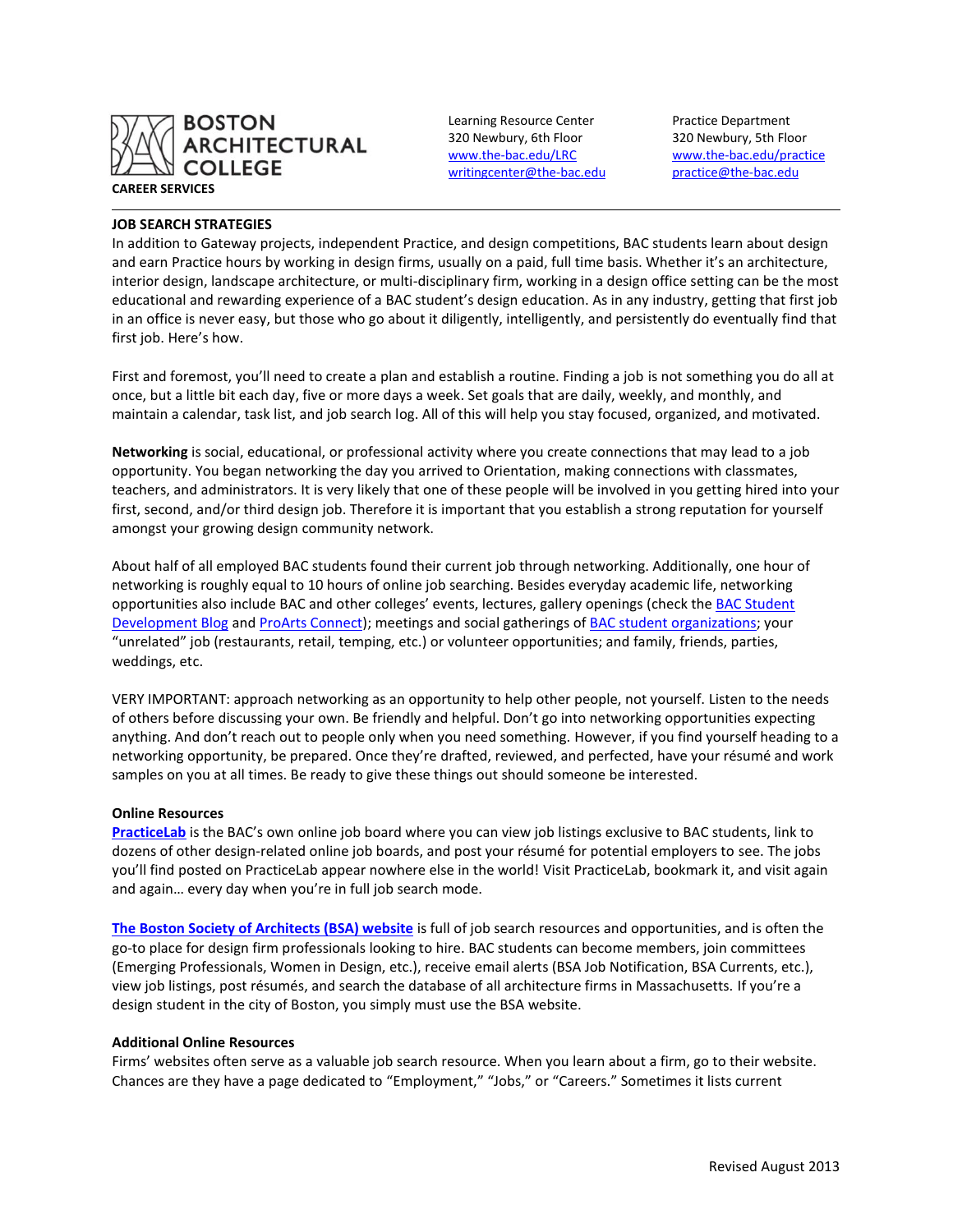BOSTON ARCHITECTURAL COLLEGE

CAREER SERVICES

Learning Resource Center
320 Newbury, 6th Floor
www.the-bac.edu/LRC
writingcenter@the-bac.edu

Practice Department
320 Newbury, 5th Floor
www.the-bac.edu/practice
practice@the-bac.edu

---

## JOB SEARCH STRATEGIES

In addition to Gateway projects, independent Practice, and design competitions, BAC students learn about design and earn Practice hours by working in design firms, usually on a paid, full time basis. Whether it's an architecture, interior design, landscape architecture, or multi-disciplinary firm, working in a design office setting can be the most educational and rewarding experience of a BAC student's design education. As in any industry, getting that first job in an office is never easy, but those who go about it diligently, intelligently, and persistently do eventually find that first job. Here's how.

First and foremost, you'll need to create a plan and establish a routine. Finding a job is not something you do all at once, but a little bit each day, five or more days a week. Set goals that are daily, weekly, and monthly, and maintain a calendar, task list, and job search log. All of this will help you stay focused, organized, and motivated.

**Networking** is social, educational, or professional activity where you create connections that may lead to a job opportunity. You began networking the day you arrived to Orientation, making connections with classmates, teachers, and administrators. It is very likely that one of these people will be involved in you getting hired into your first, second, and/or third design job. Therefore it is important that you establish a strong reputation for yourself amongst your growing design community network.

About half of all employed BAC students found their current job through networking. Additionally, one hour of networking is roughly equal to 10 hours of online job searching. Besides everyday academic life, networking opportunities also include BAC and other colleges' events, lectures, gallery openings (check the BAC Student Development Blog and ProArts Connect); meetings and social gatherings of BAC student organizations; your "unrelated" job (restaurants, retail, temping, etc.) or volunteer opportunities; and family, friends, parties, weddings, etc.

VERY IMPORTANT: approach networking as an opportunity to help other people, not yourself. Listen to the needs of others before discussing your own. Be friendly and helpful. Don't go into networking opportunities expecting anything. And don't reach out to people only when you need something. However, if you find yourself heading to a networking opportunity, be prepared. Once they're drafted, reviewed, and perfected, have your résumé and work samples on you at all times. Be ready to give these things out should someone be interested.

### Online Resources

**PracticeLab** is the BAC's own online job board where you can view job listings exclusive to BAC students, link to dozens of other design-related online job boards, and post your résumé for potential employers to see. The jobs you'll find posted on PracticeLab appear nowhere else in the world! Visit PracticeLab, bookmark it, and visit again and again… every day when you're in full job search mode.

**The Boston Society of Architects (BSA) website** is full of job search resources and opportunities, and is often the go-to place for design firm professionals looking to hire. BAC students can become members, join committees (Emerging Professionals, Women in Design, etc.), receive email alerts (BSA Job Notification, BSA Currents, etc.), view job listings, post résumés, and search the database of all architecture firms in Massachusetts. If you're a design student in the city of Boston, you simply must use the BSA website.

### Additional Online Resources

Firms' websites often serve as a valuable job search resource. When you learn about a firm, go to their website. Chances are they have a page dedicated to "Employment," "Jobs," or "Careers." Sometimes it lists current

Revised August 2013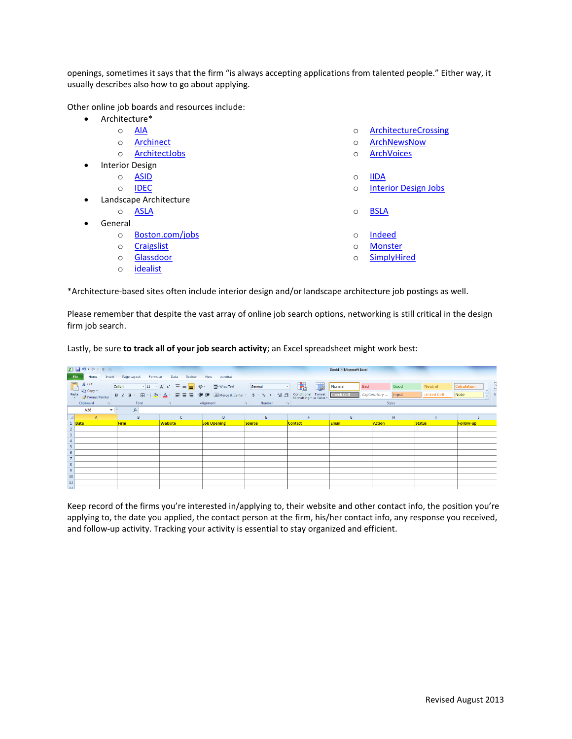openings, sometimes it says that the firm "is always accepting applications from talented people." Either way, it usually describes also how to go about applying.

Other online job boards and resources include:

- Architecture*
  - AIA
  - Archinect
  - ArchitectJobs
  - ArchitectureCrossing
  - ArchNewsNow
  - ArchVoices
- Interior Design
  - ASID
  - IDEC
  - IIDA
  - Interior Design Jobs
- Landscape Architecture
  - ASLA
  - BSLA
- General
  - Boston.com/jobs
  - Craigslist
  - Glassdoor
  - idealist
  - Indeed
  - Monster
  - SimplyHired

*Architecture-based sites often include interior design and/or landscape architecture job postings as well.

Please remember that despite the vast array of online job search options, networking is still critical in the design firm job search.

Lastly, be sure **to track all of your job search activity**; an Excel spreadsheet might work best:

| Date | Firm | Website | Job Opening | Source | Contact | Email | Action | Status | Follow-up |
|---|---|---|---|---|---|---|---|---|---|
| | | | | | | | | | |

Keep record of the firms you're interested in/applying to, their website and other contact info, the position you're applying to, the date you applied, the contact person at the firm, his/her contact info, any response you received, and follow-up activity. Tracking your activity is essential to stay organized and efficient.